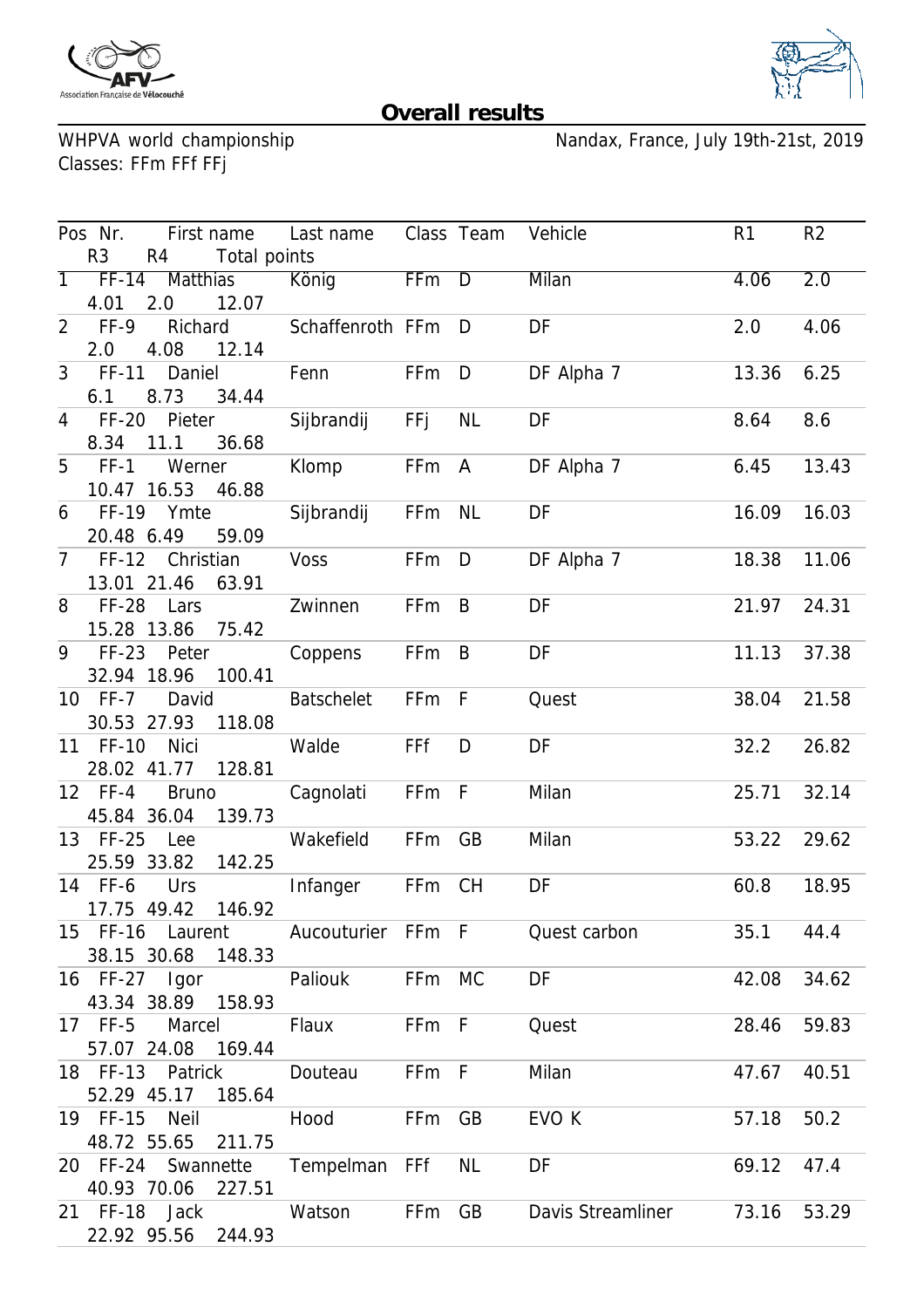# Overall results

WHPVA world championship  
Classes: FFm FFf FFj

Nandax, France, July 19th-21st, 2019

| Pos | Nr. | First name | Last name | Class | Team | Vehicle | R1 | R2 | R3 | R4 | Total points |
|---|---|---|---|---|---|---|---|---|---|---|---|
| 1 | FF-14 | Matthias | König | FFm | D | Milan | 4.06 | 2.0 | 4.01 | 2.0 | 12.07 |
| 2 | FF-9 | Richard | Schaffenroth | FFm | D | DF | 2.0 | 4.06 | 2.0 | 4.08 | 12.14 |
| 3 | FF-11 | Daniel | Fenn | FFm | D | DF Alpha 7 | 13.36 | 6.25 | 6.1 | 8.73 | 34.44 |
| 4 | FF-20 | Pieter | Sijbrandij | FFj | NL | DF | 8.64 | 8.6 | 8.34 | 11.1 | 36.68 |
| 5 | FF-1 | Werner | Klomp | FFm | A | DF Alpha 7 | 6.45 | 13.43 | 10.47 | 16.53 | 46.88 |
| 6 | FF-19 | Ymte | Sijbrandij | FFm | NL | DF | 16.09 | 16.03 | 20.48 | 6.49 | 59.09 |
| 7 | FF-12 | Christian | Voss | FFm | D | DF Alpha 7 | 18.38 | 11.06 | 13.01 | 21.46 | 63.91 |
| 8 | FF-28 | Lars | Zwinnen | FFm | B | DF | 21.97 | 24.31 | 15.28 | 13.86 | 75.42 |
| 9 | FF-23 | Peter | Coppens | FFm | B | DF | 11.13 | 37.38 | 32.94 | 18.96 | 100.41 |
| 10 | FF-7 | David | Batschelet | FFm | F | Quest | 38.04 | 21.58 | 30.53 | 27.93 | 118.08 |
| 11 | FF-10 | Nici | Walde | FFf | D | DF | 32.2 | 26.82 | 28.02 | 41.77 | 128.81 |
| 12 | FF-4 | Bruno | Cagnolati | FFm | F | Milan | 25.71 | 32.14 | 45.84 | 36.04 | 139.73 |
| 13 | FF-25 | Lee | Wakefield | FFm | GB | Milan | 53.22 | 29.62 | 25.59 | 33.82 | 142.25 |
| 14 | FF-6 | Urs | Infanger | FFm | CH | DF | 60.8 | 18.95 | 17.75 | 49.42 | 146.92 |
| 15 | FF-16 | Laurent | Aucouturier | FFm | F | Quest carbon | 35.1 | 44.4 | 38.15 | 30.68 | 148.33 |
| 16 | FF-27 | Igor | Paliouk | FFm | MC | DF | 42.08 | 34.62 | 43.34 | 38.89 | 158.93 |
| 17 | FF-5 | Marcel | Flaux | FFm | F | Quest | 28.46 | 59.83 | 57.07 | 24.08 | 169.44 |
| 18 | FF-13 | Patrick | Douteau | FFm | F | Milan | 47.67 | 40.51 | 52.29 | 45.17 | 185.64 |
| 19 | FF-15 | Neil | Hood | FFm | GB | EVO K | 57.18 | 50.2 | 48.72 | 55.65 | 211.75 |
| 20 | FF-24 | Swannette | Tempelman | FFf | NL | DF | 69.12 | 47.4 | 40.93 | 70.06 | 227.51 |
| 21 | FF-18 | Jack | Watson | FFm | GB | Davis Streamliner | 73.16 | 53.29 | 22.92 | 95.56 | 244.93 |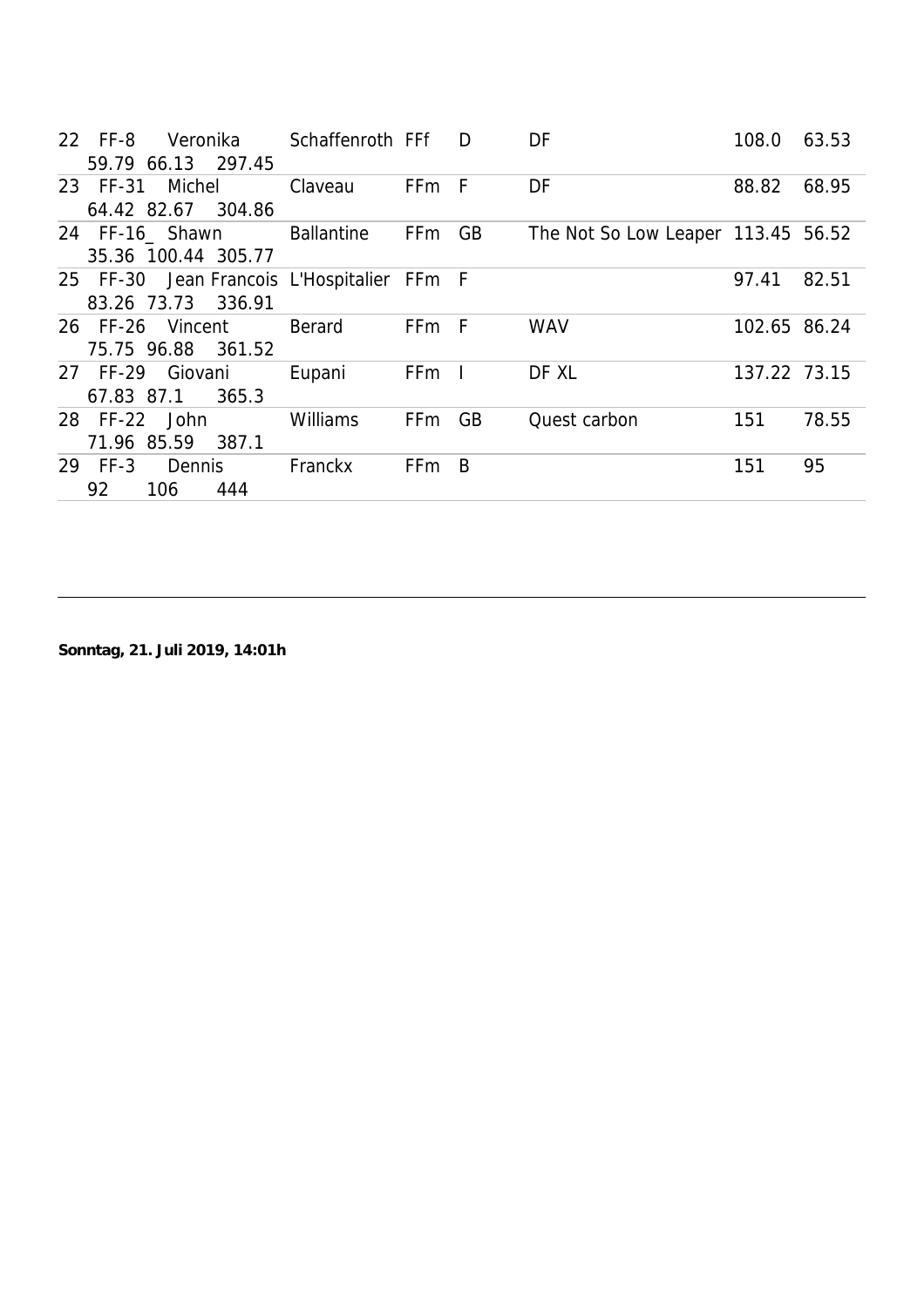| | | | | | | | | | | | | |
|---|---|---|---|---|---|---|---|---|---|---|---|---|
| 22 | FF-8 | Veronika | Schaffenroth | FFf | D | DF | 108.0 | 63.53 | 59.79 | 66.13 | 297.45 |
| 23 | FF-31 | Michel | Claveau | FFm | F | DF | 88.82 | 68.95 | 64.42 | 82.67 | 304.86 |
| 24 | FF-16_ | Shawn | Ballantine | FFm | GB | The Not So Low Leaper | 113.45 | 56.52 | 35.36 | 100.44 | 305.77 |
| 25 | FF-30 | Jean Francois | L'Hospitalier | FFm | F | | 97.41 | 82.51 | 83.26 | 73.73 | 336.91 |
| 26 | FF-26 | Vincent | Berard | FFm | F | WAV | 102.65 | 86.24 | 75.75 | 96.88 | 361.52 |
| 27 | FF-29 | Giovani | Eupani | FFm | I | DF XL | 137.22 | 73.15 | 67.83 | 87.1 | 365.3 |
| 28 | FF-22 | John | Williams | FFm | GB | Quest carbon | 151 | 78.55 | 71.96 | 85.59 | 387.1 |
| 29 | FF-3 | Dennis | Franckx | FFm | B | | 151 | 95 | 92 | 106 | 444 |

**Sonntag, 21. Juli 2019, 14:01h**